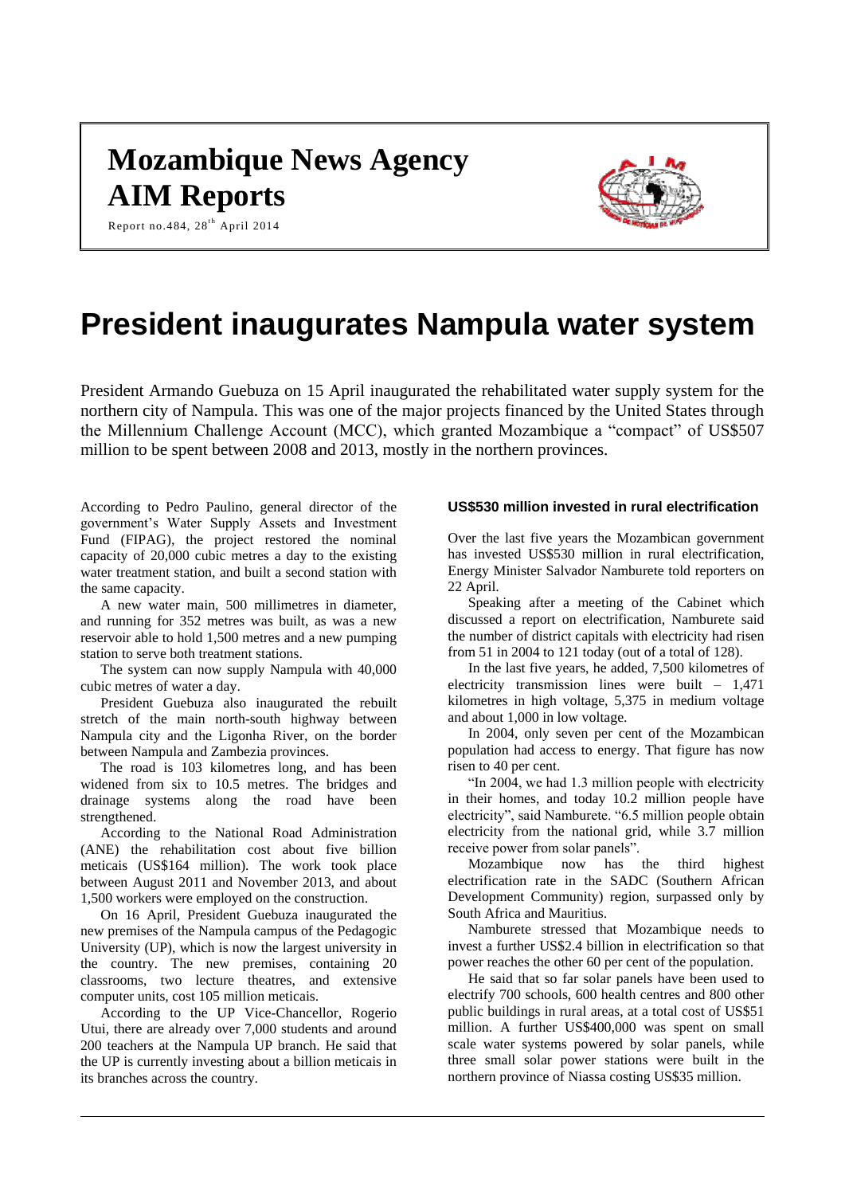# Mozambique News Agency
# AIM Reports

Report no.484, 28th April 2014

# President inaugurates Nampula water system

President Armando Guebuza on 15 April inaugurated the rehabilitated water supply system for the northern city of Nampula. This was one of the major projects financed by the United States through the Millennium Challenge Account (MCC), which granted Mozambique a "compact" of US$507 million to be spent between 2008 and 2013, mostly in the northern provinces.

According to Pedro Paulino, general director of the government's Water Supply Assets and Investment Fund (FIPAG), the project restored the nominal capacity of 20,000 cubic metres a day to the existing water treatment station, and built a second station with the same capacity.

A new water main, 500 millimetres in diameter, and running for 352 metres was built, as was a new reservoir able to hold 1,500 metres and a new pumping station to serve both treatment stations.

The system can now supply Nampula with 40,000 cubic metres of water a day.

President Guebuza also inaugurated the rebuilt stretch of the main north-south highway between Nampula city and the Ligonha River, on the border between Nampula and Zambezia provinces.

The road is 103 kilometres long, and has been widened from six to 10.5 metres. The bridges and drainage systems along the road have been strengthened.

According to the National Road Administration (ANE) the rehabilitation cost about five billion meticais (US$164 million). The work took place between August 2011 and November 2013, and about 1,500 workers were employed on the construction.

On 16 April, President Guebuza inaugurated the new premises of the Nampula campus of the Pedagogic University (UP), which is now the largest university in the country. The new premises, containing 20 classrooms, two lecture theatres, and extensive computer units, cost 105 million meticais.

According to the UP Vice-Chancellor, Rogerio Utui, there are already over 7,000 students and around 200 teachers at the Nampula UP branch. He said that the UP is currently investing about a billion meticais in its branches across the country.

### US$530 million invested in rural electrification

Over the last five years the Mozambican government has invested US$530 million in rural electrification, Energy Minister Salvador Namburete told reporters on 22 April.

Speaking after a meeting of the Cabinet which discussed a report on electrification, Namburete said the number of district capitals with electricity had risen from 51 in 2004 to 121 today (out of a total of 128).

In the last five years, he added, 7,500 kilometres of electricity transmission lines were built – 1,471 kilometres in high voltage, 5,375 in medium voltage and about 1,000 in low voltage.

In 2004, only seven per cent of the Mozambican population had access to energy. That figure has now risen to 40 per cent.

"In 2004, we had 1.3 million people with electricity in their homes, and today 10.2 million people have electricity", said Namburete. "6.5 million people obtain electricity from the national grid, while 3.7 million receive power from solar panels".

Mozambique now has the third highest electrification rate in the SADC (Southern African Development Community) region, surpassed only by South Africa and Mauritius.

Namburete stressed that Mozambique needs to invest a further US$2.4 billion in electrification so that power reaches the other 60 per cent of the population.

He said that so far solar panels have been used to electrify 700 schools, 600 health centres and 800 other public buildings in rural areas, at a total cost of US$51 million. A further US$400,000 was spent on small scale water systems powered by solar panels, while three small solar power stations were built in the northern province of Niassa costing US$35 million.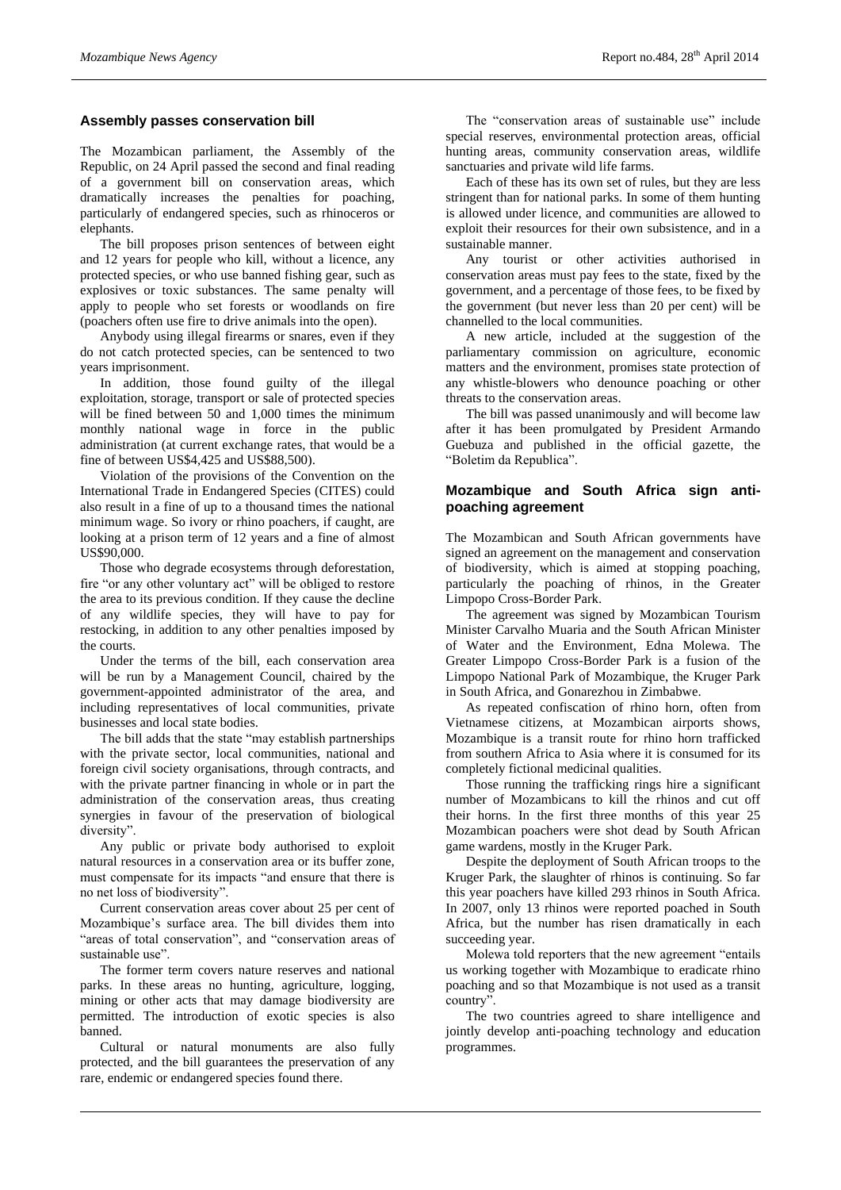## Assembly passes conservation bill

The Mozambican parliament, the Assembly of the Republic, on 24 April passed the second and final reading of a government bill on conservation areas, which dramatically increases the penalties for poaching, particularly of endangered species, such as rhinoceros or elephants.

The bill proposes prison sentences of between eight and 12 years for people who kill, without a licence, any protected species, or who use banned fishing gear, such as explosives or toxic substances. The same penalty will apply to people who set forests or woodlands on fire (poachers often use fire to drive animals into the open).

Anybody using illegal firearms or snares, even if they do not catch protected species, can be sentenced to two years imprisonment.

In addition, those found guilty of the illegal exploitation, storage, transport or sale of protected species will be fined between 50 and 1,000 times the minimum monthly national wage in force in the public administration (at current exchange rates, that would be a fine of between US$4,425 and US$88,500).

Violation of the provisions of the Convention on the International Trade in Endangered Species (CITES) could also result in a fine of up to a thousand times the national minimum wage. So ivory or rhino poachers, if caught, are looking at a prison term of 12 years and a fine of almost US$90,000.

Those who degrade ecosystems through deforestation, fire "or any other voluntary act" will be obliged to restore the area to its previous condition. If they cause the decline of any wildlife species, they will have to pay for restocking, in addition to any other penalties imposed by the courts.

Under the terms of the bill, each conservation area will be run by a Management Council, chaired by the government-appointed administrator of the area, and including representatives of local communities, private businesses and local state bodies.

The bill adds that the state "may establish partnerships with the private sector, local communities, national and foreign civil society organisations, through contracts, and with the private partner financing in whole or in part the administration of the conservation areas, thus creating synergies in favour of the preservation of biological diversity".

Any public or private body authorised to exploit natural resources in a conservation area or its buffer zone, must compensate for its impacts "and ensure that there is no net loss of biodiversity".

Current conservation areas cover about 25 per cent of Mozambique's surface area. The bill divides them into "areas of total conservation", and "conservation areas of sustainable use".

The former term covers nature reserves and national parks. In these areas no hunting, agriculture, logging, mining or other acts that may damage biodiversity are permitted. The introduction of exotic species is also banned.

Cultural or natural monuments are also fully protected, and the bill guarantees the preservation of any rare, endemic or endangered species found there.

The "conservation areas of sustainable use" include special reserves, environmental protection areas, official hunting areas, community conservation areas, wildlife sanctuaries and private wild life farms.

Each of these has its own set of rules, but they are less stringent than for national parks. In some of them hunting is allowed under licence, and communities are allowed to exploit their resources for their own subsistence, and in a sustainable manner.

Any tourist or other activities authorised in conservation areas must pay fees to the state, fixed by the government, and a percentage of those fees, to be fixed by the government (but never less than 20 per cent) will be channelled to the local communities.

A new article, included at the suggestion of the parliamentary commission on agriculture, economic matters and the environment, promises state protection of any whistle-blowers who denounce poaching or other threats to the conservation areas.

The bill was passed unanimously and will become law after it has been promulgated by President Armando Guebuza and published in the official gazette, the "Boletim da Republica".

## Mozambique and South Africa sign anti-poaching agreement

The Mozambican and South African governments have signed an agreement on the management and conservation of biodiversity, which is aimed at stopping poaching, particularly the poaching of rhinos, in the Greater Limpopo Cross-Border Park.

The agreement was signed by Mozambican Tourism Minister Carvalho Muaria and the South African Minister of Water and the Environment, Edna Molewa. The Greater Limpopo Cross-Border Park is a fusion of the Limpopo National Park of Mozambique, the Kruger Park in South Africa, and Gonarezhou in Zimbabwe.

As repeated confiscation of rhino horn, often from Vietnamese citizens, at Mozambican airports shows, Mozambique is a transit route for rhino horn trafficked from southern Africa to Asia where it is consumed for its completely fictional medicinal qualities.

Those running the trafficking rings hire a significant number of Mozambicans to kill the rhinos and cut off their horns. In the first three months of this year 25 Mozambican poachers were shot dead by South African game wardens, mostly in the Kruger Park.

Despite the deployment of South African troops to the Kruger Park, the slaughter of rhinos is continuing. So far this year poachers have killed 293 rhinos in South Africa. In 2007, only 13 rhinos were reported poached in South Africa, but the number has risen dramatically in each succeeding year.

Molewa told reporters that the new agreement "entails us working together with Mozambique to eradicate rhino poaching and so that Mozambique is not used as a transit country".

The two countries agreed to share intelligence and jointly develop anti-poaching technology and education programmes.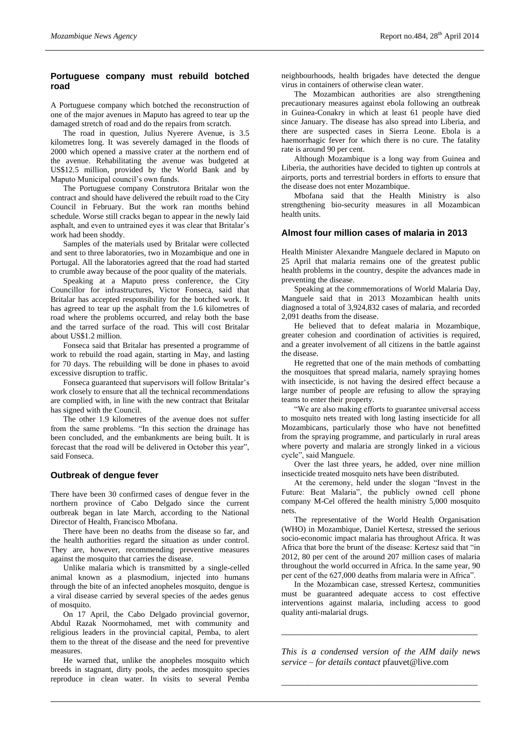## Portuguese company must rebuild botched road

A Portuguese company which botched the reconstruction of one of the major avenues in Maputo has agreed to tear up the damaged stretch of road and do the repairs from scratch.

The road in question, Julius Nyerere Avenue, is 3.5 kilometres long. It was severely damaged in the floods of 2000 which opened a massive crater at the northern end of the avenue. Rehabilitating the avenue was budgeted at US$12.5 million, provided by the World Bank and by Maputo Municipal council's own funds.

The Portuguese company Construtora Britalar won the contract and should have delivered the rebuilt road to the City Council in February. But the work ran months behind schedule. Worse still cracks began to appear in the newly laid asphalt, and even to untrained eyes it was clear that Britalar's work had been shoddy.

Samples of the materials used by Britalar were collected and sent to three laboratories, two in Mozambique and one in Portugal. All the laboratories agreed that the road had started to crumble away because of the poor quality of the materials.

Speaking at a Maputo press conference, the City Councillor for infrastructures, Victor Fonseca, said that Britalar has accepted responsibility for the botched work. It has agreed to tear up the asphalt from the 1.6 kilometres of road where the problems occurred, and relay both the base and the tarred surface of the road. This will cost Britalar about US$1.2 million.

Fonseca said that Britalar has presented a programme of work to rebuild the road again, starting in May, and lasting for 70 days. The rebuilding will be done in phases to avoid excessive disruption to traffic.

Fonseca guaranteed that supervisors will follow Britalar's work closely to ensure that all the technical recommendations are complied with, in line with the new contract that Britalar has signed with the Council.

The other 1.9 kilometres of the avenue does not suffer from the same problems. "In this section the drainage has been concluded, and the embankments are being built. It is forecast that the road will be delivered in October this year", said Fonseca.

## Outbreak of dengue fever

There have been 30 confirmed cases of dengue fever in the northern province of Cabo Delgado since the current outbreak began in late March, according to the National Director of Health, Francisco Mbofana.

There have been no deaths from the disease so far, and the health authorities regard the situation as under control. They are, however, recommending preventive measures against the mosquito that carries the disease.

Unlike malaria which is transmitted by a single-celled animal known as a plasmodium, injected into humans through the bite of an infected anopheles mosquito, dengue is a viral disease carried by several species of the aedes genus of mosquito.

On 17 April, the Cabo Delgado provincial governor, Abdul Razak Noormohamed, met with community and religious leaders in the provincial capital, Pemba, to alert them to the threat of the disease and the need for preventive measures.

He warned that, unlike the anopheles mosquito which breeds in stagnant, dirty pools, the aedes mosquito species reproduce in clean water. In visits to several Pemba neighbourhoods, health brigades have detected the dengue virus in containers of otherwise clean water.

The Mozambican authorities are also strengthening precautionary measures against ebola following an outbreak in Guinea-Conakry in which at least 61 people have died since January. The disease has also spread into Liberia, and there are suspected cases in Sierra Leone. Ebola is a haemorrhagic fever for which there is no cure. The fatality rate is around 90 per cent.

Although Mozambique is a long way from Guinea and Liberia, the authorities have decided to tighten up controls at airports, ports and terrestrial borders in efforts to ensure that the disease does not enter Mozambique.

Mbofana said that the Health Ministry is also strengthening bio-security measures in all Mozambican health units.

## Almost four million cases of malaria in 2013

Health Minister Alexandre Manguele declared in Maputo on 25 April that malaria remains one of the greatest public health problems in the country, despite the advances made in preventing the disease.

Speaking at the commemorations of World Malaria Day, Manguele said that in 2013 Mozambican health units diagnosed a total of 3,924,832 cases of malaria, and recorded 2,091 deaths from the disease.

He believed that to defeat malaria in Mozambique, greater cohesion and coordination of activities is required, and a greater involvement of all citizens in the battle against the disease.

He regretted that one of the main methods of combatting the mosquitoes that spread malaria, namely spraying homes with insecticide, is not having the desired effect because a large number of people are refusing to allow the spraying teams to enter their property.

"We are also making efforts to guarantee universal access to mosquito nets treated with long lasting insecticide for all Mozambicans, particularly those who have not benefitted from the spraying programme, and particularly in rural areas where poverty and malaria are strongly linked in a vicious cycle", said Manguele.

Over the last three years, he added, over nine million insecticide treated mosquito nets have been distributed.

At the ceremony, held under the slogan "Invest in the Future: Beat Malaria", the publicly owned cell phone company M-Cel offered the health ministry 5,000 mosquito nets.

The representative of the World Health Organisation (WHO) in Mozambique, Daniel Kertesz, stressed the serious socio-economic impact malaria has throughout Africa. It was Africa that bore the brunt of the disease: Kertesz said that "in 2012, 80 per cent of the around 207 million cases of malaria throughout the world occurred in Africa. In the same year, 90 per cent of the 627,000 deaths from malaria were in Africa".

In the Mozambican case, stressed Kertesz, communities must be guaranteed adequate access to cost effective interventions against malaria, including access to good quality anti-malarial drugs.

---

*This is a condensed version of the AIM daily news service – for details contact* pfauvet@live.com

---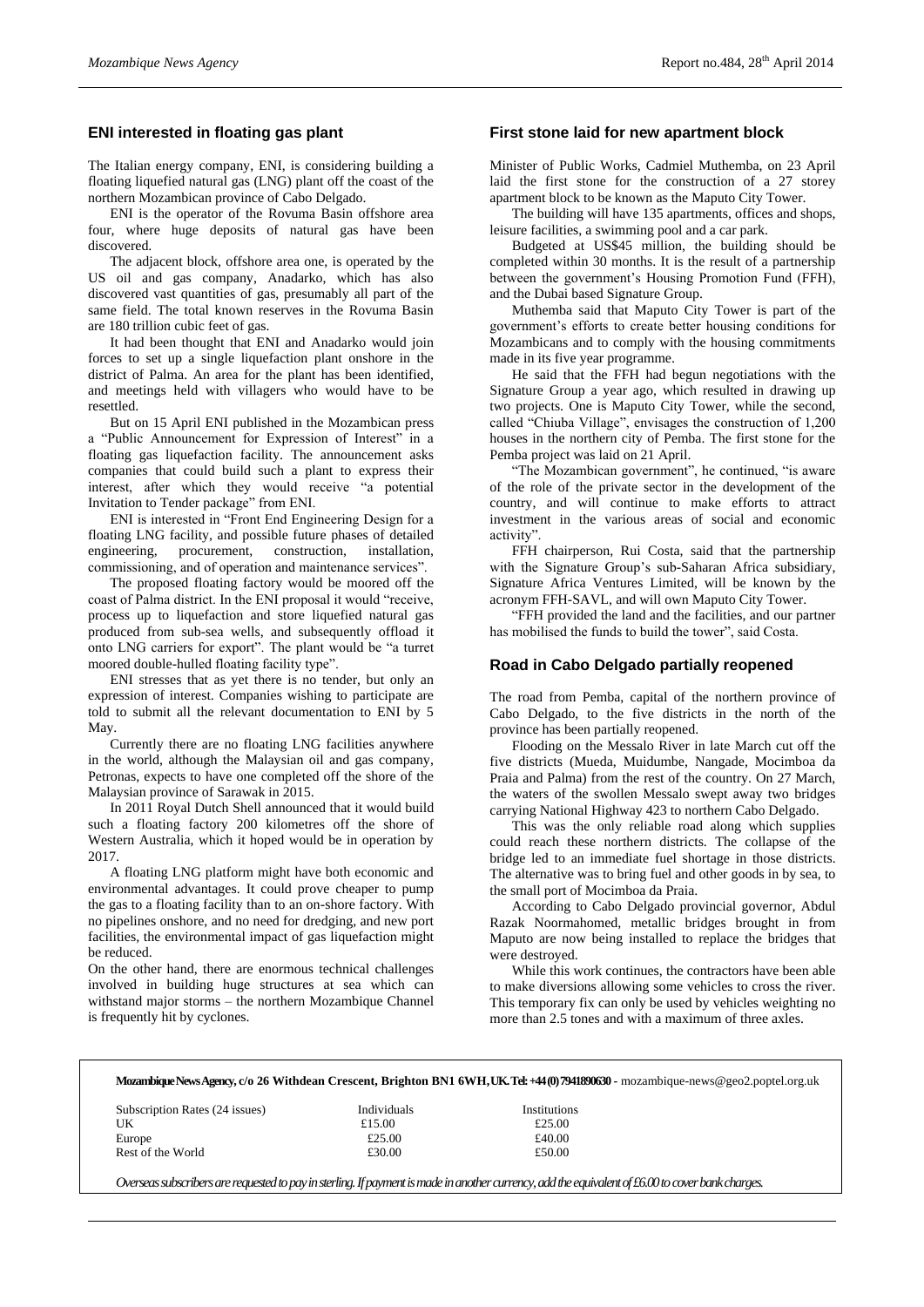## ENI interested in floating gas plant

The Italian energy company, ENI, is considering building a floating liquefied natural gas (LNG) plant off the coast of the northern Mozambican province of Cabo Delgado.

ENI is the operator of the Rovuma Basin offshore area four, where huge deposits of natural gas have been discovered.

The adjacent block, offshore area one, is operated by the US oil and gas company, Anadarko, which has also discovered vast quantities of gas, presumably all part of the same field. The total known reserves in the Rovuma Basin are 180 trillion cubic feet of gas.

It had been thought that ENI and Anadarko would join forces to set up a single liquefaction plant onshore in the district of Palma. An area for the plant has been identified, and meetings held with villagers who would have to be resettled.

But on 15 April ENI published in the Mozambican press a "Public Announcement for Expression of Interest" in a floating gas liquefaction facility. The announcement asks companies that could build such a plant to express their interest, after which they would receive "a potential Invitation to Tender package" from ENI.

ENI is interested in "Front End Engineering Design for a floating LNG facility, and possible future phases of detailed engineering, procurement, construction, installation, commissioning, and of operation and maintenance services".

The proposed floating factory would be moored off the coast of Palma district. In the ENI proposal it would "receive, process up to liquefaction and store liquefied natural gas produced from sub-sea wells, and subsequently offload it onto LNG carriers for export". The plant would be "a turret moored double-hulled floating facility type".

ENI stresses that as yet there is no tender, but only an expression of interest. Companies wishing to participate are told to submit all the relevant documentation to ENI by 5 May.

Currently there are no floating LNG facilities anywhere in the world, although the Malaysian oil and gas company, Petronas, expects to have one completed off the shore of the Malaysian province of Sarawak in 2015.

In 2011 Royal Dutch Shell announced that it would build such a floating factory 200 kilometres off the shore of Western Australia, which it hoped would be in operation by 2017.

A floating LNG platform might have both economic and environmental advantages. It could prove cheaper to pump the gas to a floating facility than to an on-shore factory. With no pipelines onshore, and no need for dredging, and new port facilities, the environmental impact of gas liquefaction might be reduced.

On the other hand, there are enormous technical challenges involved in building huge structures at sea which can withstand major storms – the northern Mozambique Channel is frequently hit by cyclones.

## First stone laid for new apartment block

Minister of Public Works, Cadmiel Muthemba, on 23 April laid the first stone for the construction of a 27 storey apartment block to be known as the Maputo City Tower.

The building will have 135 apartments, offices and shops, leisure facilities, a swimming pool and a car park.

Budgeted at US$45 million, the building should be completed within 30 months. It is the result of a partnership between the government's Housing Promotion Fund (FFH), and the Dubai based Signature Group.

Muthemba said that Maputo City Tower is part of the government's efforts to create better housing conditions for Mozambicans and to comply with the housing commitments made in its five year programme.

He said that the FFH had begun negotiations with the Signature Group a year ago, which resulted in drawing up two projects. One is Maputo City Tower, while the second, called "Chiuba Village", envisages the construction of 1,200 houses in the northern city of Pemba. The first stone for the Pemba project was laid on 21 April.

"The Mozambican government", he continued, "is aware of the role of the private sector in the development of the country, and will continue to make efforts to attract investment in the various areas of social and economic activity".

FFH chairperson, Rui Costa, said that the partnership with the Signature Group's sub-Saharan Africa subsidiary, Signature Africa Ventures Limited, will be known by the acronym FFH-SAVL, and will own Maputo City Tower.

"FFH provided the land and the facilities, and our partner has mobilised the funds to build the tower", said Costa.

## Road in Cabo Delgado partially reopened

The road from Pemba, capital of the northern province of Cabo Delgado, to the five districts in the north of the province has been partially reopened.

Flooding on the Messalo River in late March cut off the five districts (Mueda, Muidumbe, Nangade, Mocimboa da Praia and Palma) from the rest of the country. On 27 March, the waters of the swollen Messalo swept away two bridges carrying National Highway 423 to northern Cabo Delgado.

This was the only reliable road along which supplies could reach these northern districts. The collapse of the bridge led to an immediate fuel shortage in those districts. The alternative was to bring fuel and other goods in by sea, to the small port of Mocimboa da Praia.

According to Cabo Delgado provincial governor, Abdul Razak Noormahomed, metallic bridges brought in from Maputo are now being installed to replace the bridges that were destroyed.

While this work continues, the contractors have been able to make diversions allowing some vehicles to cross the river. This temporary fix can only be used by vehicles weighting no more than 2.5 tones and with a maximum of three axles.

---

**Mozambique News Agency, c/o 26 Withdean Crescent, Brighton BN1 6WH, UK. Tel: +44 (0) 7941890630** - mozambique-news@geo2.poptel.org.uk

| Subscription Rates (24 issues) | Individuals | Institutions |
|---|---|---|
| UK | £15.00 | £25.00 |
| Europe | £25.00 | £40.00 |
| Rest of the World | £30.00 | £50.00 |

*Overseas subscribers are requested to pay in sterling. If payment is made in another currency, add the equivalent of £6.00 to cover bank charges.*